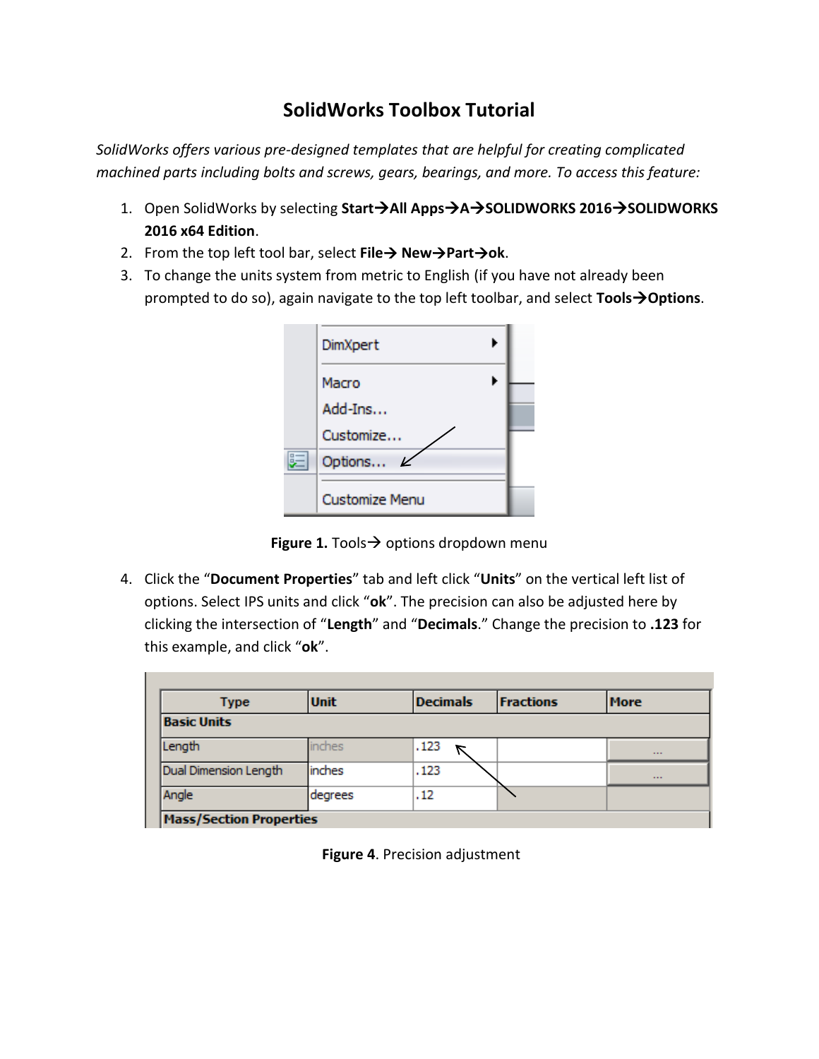# SolidWorks Toolbox Tutorial

*SolidWorks offers various pre-designed templates that are helpful for creating complicated machined parts including bolts and screws, gears, bearings, and more. To access this feature:*

1. Open SolidWorks by selecting **Start→All Apps→A→SOLIDWORKS 2016→SOLIDWORKS 2016 x64 Edition**.
2. From the top left tool bar, select **File→ New→Part→ok**.
3. To change the units system from metric to English (if you have not already been prompted to do so), again navigate to the top left toolbar, and select **Tools→Options**.

**Figure 1.** Tools→ options dropdown menu

4. Click the "**Document Properties**" tab and left click "**Units**" on the vertical left list of options. Select IPS units and click "**ok**". The precision can also be adjusted here by clicking the intersection of "**Length**" and "**Decimals**." Change the precision to **.123** for this example, and click "**ok**".

| Type | Unit | Decimals | Fractions | More |
|---|---|---|---|---|
| **Basic Units** | | | | |
| Length | inches | .123 | | ... |
| Dual Dimension Length | inches | .123 | | ... |
| Angle | degrees | .12 | | |
| **Mass/Section Properties** | | | | |

**Figure 4**. Precision adjustment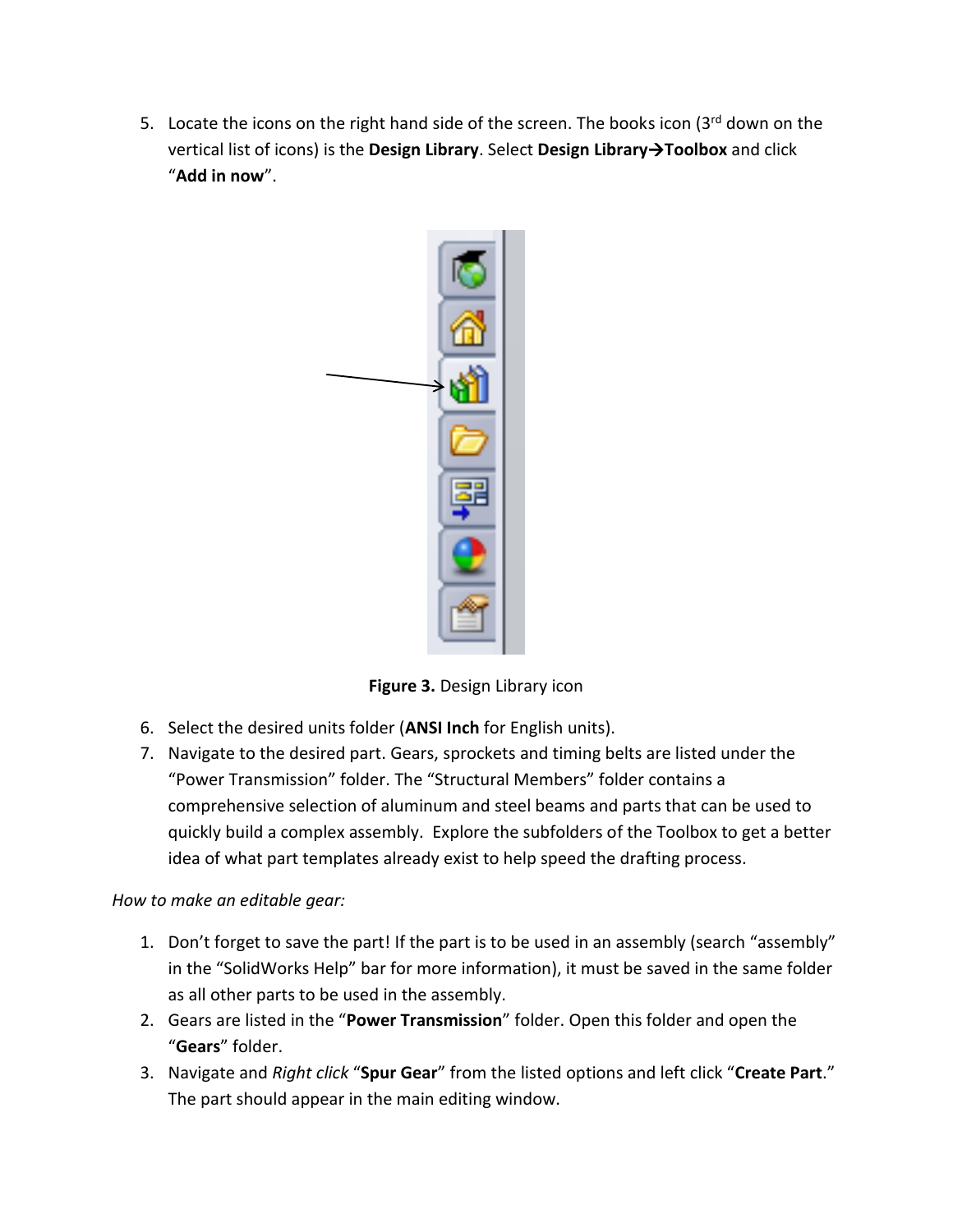5. Locate the icons on the right hand side of the screen. The books icon (3rd down on the vertical list of icons) is the **Design Library**. Select **Design Library→Toolbox** and click "**Add in now**".

**Figure 3.** Design Library icon

6. Select the desired units folder (**ANSI Inch** for English units).
7. Navigate to the desired part. Gears, sprockets and timing belts are listed under the "Power Transmission" folder. The "Structural Members" folder contains a comprehensive selection of aluminum and steel beams and parts that can be used to quickly build a complex assembly. Explore the subfolders of the Toolbox to get a better idea of what part templates already exist to help speed the drafting process.

*How to make an editable gear:*

1. Don't forget to save the part! If the part is to be used in an assembly (search "assembly" in the "SolidWorks Help" bar for more information), it must be saved in the same folder as all other parts to be used in the assembly.
2. Gears are listed in the "**Power Transmission**" folder. Open this folder and open the "**Gears**" folder.
3. Navigate and *Right click* "**Spur Gear**" from the listed options and left click "**Create Part**." The part should appear in the main editing window.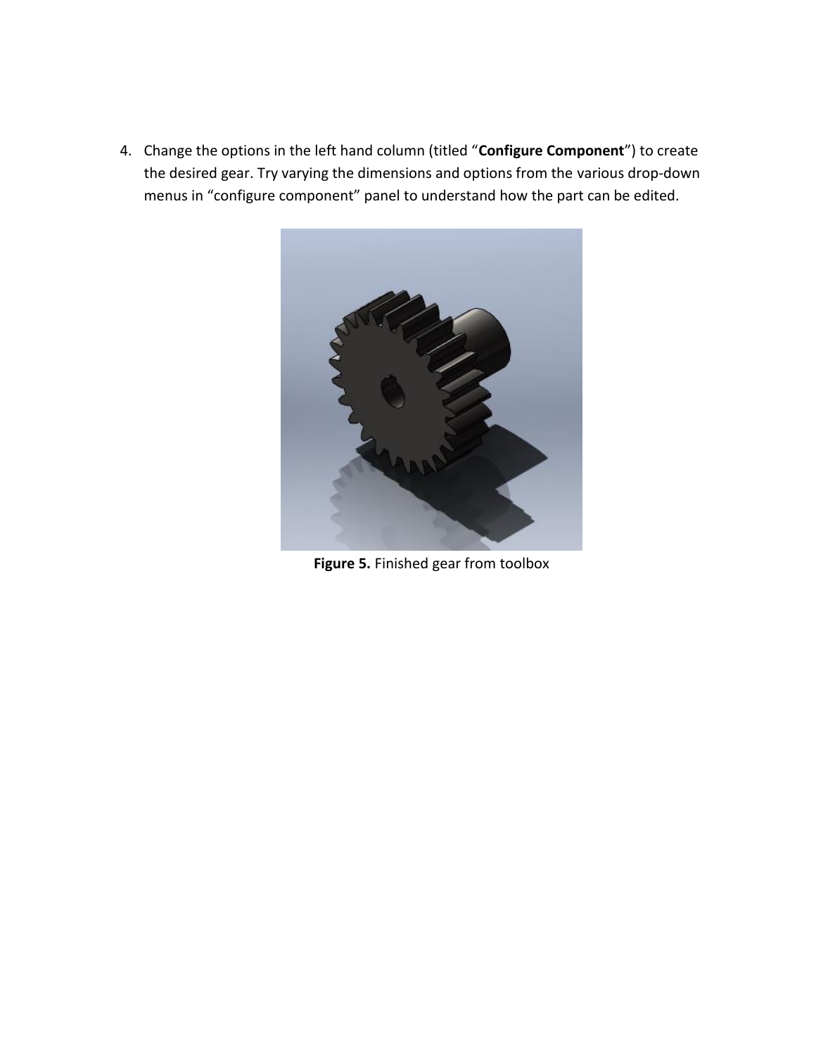4. Change the options in the left hand column (titled "**Configure Component**") to create the desired gear. Try varying the dimensions and options from the various drop-down menus in "configure component" panel to understand how the part can be edited.

**Figure 5.** Finished gear from toolbox